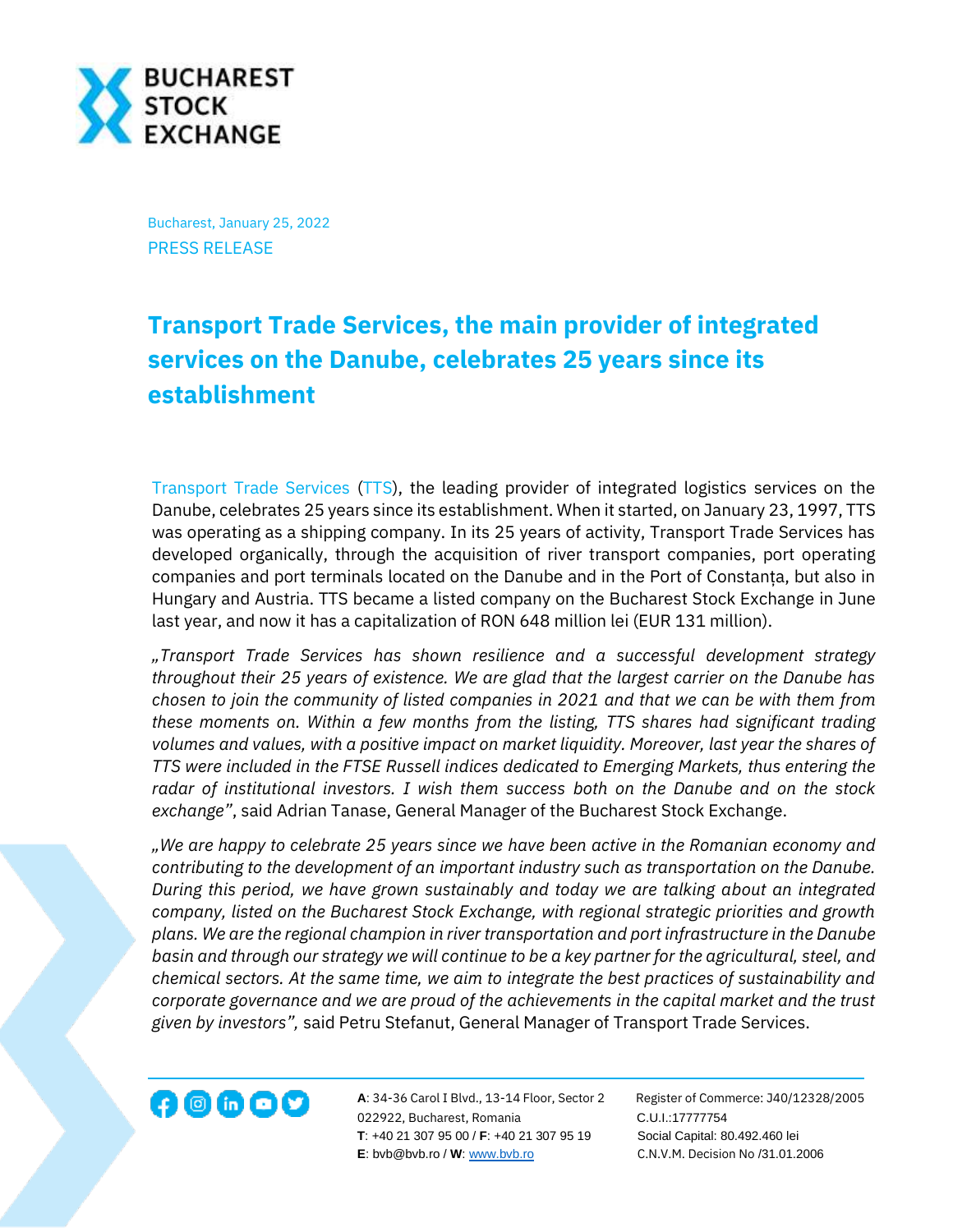BUCHAREST STOCK EXCHANGE

Bucharest, January 25, 2022

PRESS RELEASE

# Transport Trade Services, the main provider of integrated services on the Danube, celebrates 25 years since its establishment

Transport Trade Services (TTS), the leading provider of integrated logistics services on the Danube, celebrates 25 years since its establishment. When it started, on January 23, 1997, TTS was operating as a shipping company. In its 25 years of activity, Transport Trade Services has developed organically, through the acquisition of river transport companies, port operating companies and port terminals located on the Danube and in the Port of Constanța, but also in Hungary and Austria. TTS became a listed company on the Bucharest Stock Exchange in June last year, and now it has a capitalization of RON 648 million lei (EUR 131 million).

*„Transport Trade Services has shown resilience and a successful development strategy throughout their 25 years of existence. We are glad that the largest carrier on the Danube has chosen to join the community of listed companies in 2021 and that we can be with them from these moments on. Within a few months from the listing, TTS shares had significant trading volumes and values, with a positive impact on market liquidity. Moreover, last year the shares of TTS were included in the FTSE Russell indices dedicated to Emerging Markets, thus entering the radar of institutional investors. I wish them success both on the Danube and on the stock exchange"*, said Adrian Tanase, General Manager of the Bucharest Stock Exchange.

*„We are happy to celebrate 25 years since we have been active in the Romanian economy and contributing to the development of an important industry such as transportation on the Danube. During this period, we have grown sustainably and today we are talking about an integrated company, listed on the Bucharest Stock Exchange, with regional strategic priorities and growth plans. We are the regional champion in river transportation and port infrastructure in the Danube basin and through our strategy we will continue to be a key partner for the agricultural, steel, and chemical sectors. At the same time, we aim to integrate the best practices of sustainability and corporate governance and we are proud of the achievements in the capital market and the trust given by investors",* said Petru Stefanut, General Manager of Transport Trade Services.

**A**: 34-36 Carol I Blvd., 13-14 Floor, Sector 2
022922, Bucharest, Romania
**T**: +40 21 307 95 00 / **F**: +40 21 307 95 19
**E**: bvb@bvb.ro / **W**: www.bvb.ro

Register of Commerce: J40/12328/2005
C.U.I.:17777754
Social Capital: 80.492.460 lei
C.N.V.M. Decision No /31.01.2006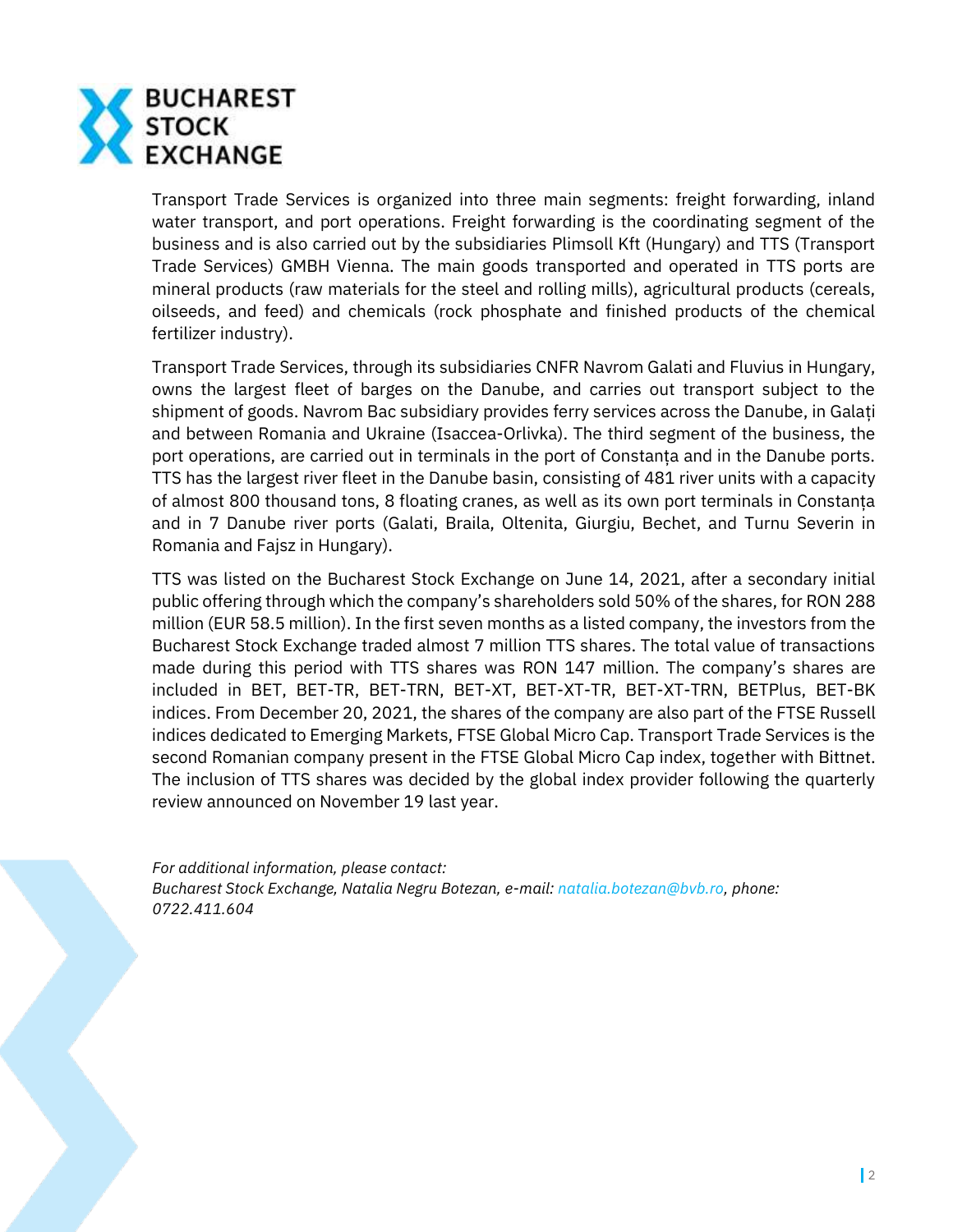Transport Trade Services is organized into three main segments: freight forwarding, inland water transport, and port operations. Freight forwarding is the coordinating segment of the business and is also carried out by the subsidiaries Plimsoll Kft (Hungary) and TTS (Transport Trade Services) GMBH Vienna. The main goods transported and operated in TTS ports are mineral products (raw materials for the steel and rolling mills), agricultural products (cereals, oilseeds, and feed) and chemicals (rock phosphate and finished products of the chemical fertilizer industry).

Transport Trade Services, through its subsidiaries CNFR Navrom Galati and Fluvius in Hungary, owns the largest fleet of barges on the Danube, and carries out transport subject to the shipment of goods. Navrom Bac subsidiary provides ferry services across the Danube, in Galați and between Romania and Ukraine (Isaccea-Orlivka). The third segment of the business, the port operations, are carried out in terminals in the port of Constanța and in the Danube ports. TTS has the largest river fleet in the Danube basin, consisting of 481 river units with a capacity of almost 800 thousand tons, 8 floating cranes, as well as its own port terminals in Constanța and in 7 Danube river ports (Galati, Braila, Oltenita, Giurgiu, Bechet, and Turnu Severin in Romania and Fajsz in Hungary).

TTS was listed on the Bucharest Stock Exchange on June 14, 2021, after a secondary initial public offering through which the company's shareholders sold 50% of the shares, for RON 288 million (EUR 58.5 million). In the first seven months as a listed company, the investors from the Bucharest Stock Exchange traded almost 7 million TTS shares. The total value of transactions made during this period with TTS shares was RON 147 million. The company's shares are included in BET, BET-TR, BET-TRN, BET-XT, BET-XT-TR, BET-XT-TRN, BETPlus, BET-BK indices. From December 20, 2021, the shares of the company are also part of the FTSE Russell indices dedicated to Emerging Markets, FTSE Global Micro Cap. Transport Trade Services is the second Romanian company present in the FTSE Global Micro Cap index, together with Bittnet. The inclusion of TTS shares was decided by the global index provider following the quarterly review announced on November 19 last year.

*For additional information, please contact:*
*Bucharest Stock Exchange, Natalia Negru Botezan, e-mail: natalia.botezan@bvb.ro, phone: 0722.411.604*